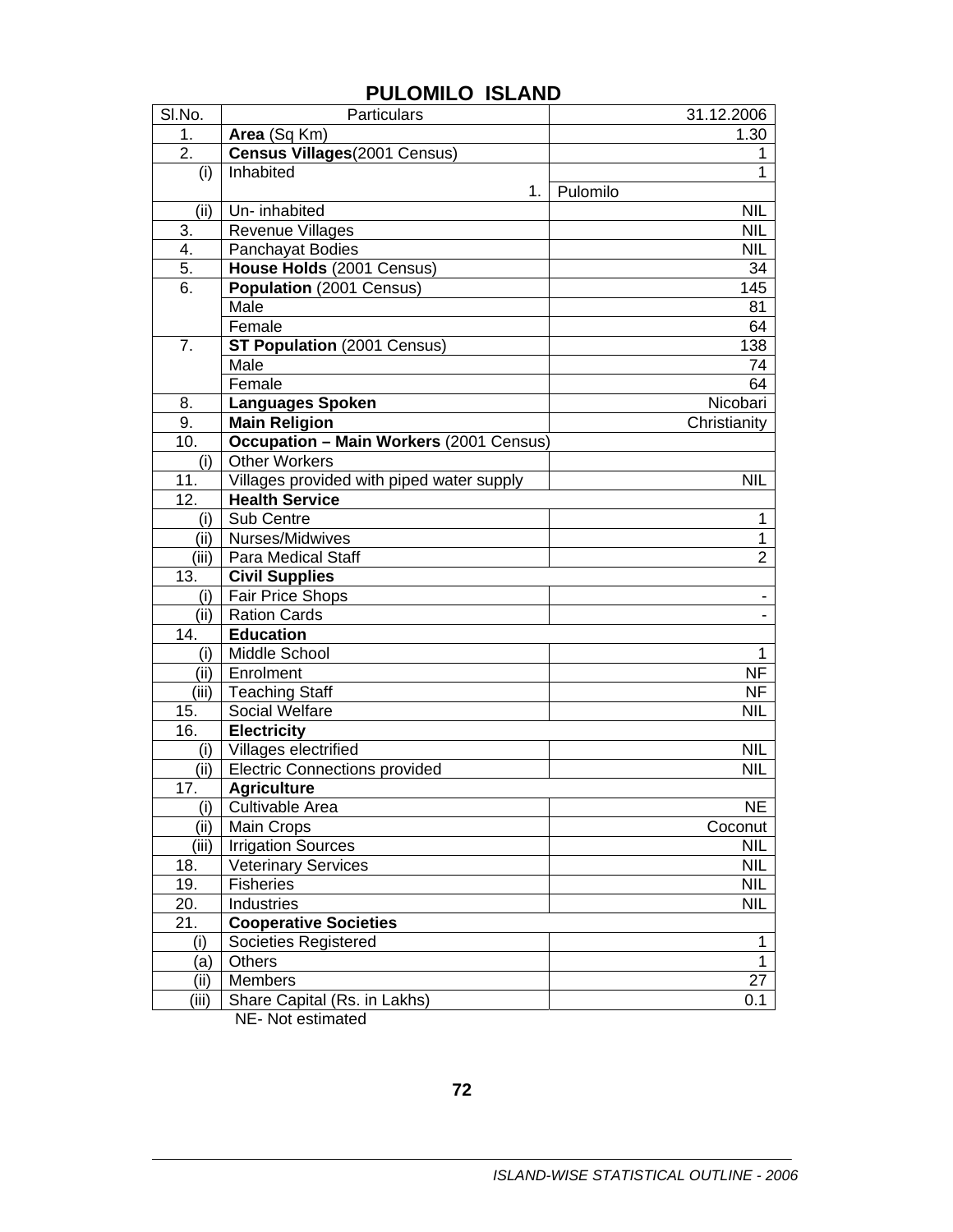# PULOMILO ISLAND

| Sl.No. | Particulars | 31.12.2006 |
|---|---|---|
| 1. | **Area** (Sq Km) | 1.30 |
| 2. | **Census Villages**(2001 Census) | 1 |
| (i) | Inhabited | 1 |
| | 1. | Pulomilo |
| (ii) | Un- inhabited | NIL |
| 3. | Revenue Villages | NIL |
| 4. | Panchayat Bodies | NIL |
| 5. | **House Holds** (2001 Census) | 34 |
| 6. | **Population** (2001 Census) | 145 |
| | Male | 81 |
| | Female | 64 |
| 7. | **ST Population** (2001 Census) | 138 |
| | Male | 74 |
| | Female | 64 |
| 8. | **Languages Spoken** | Nicobari |
| 9. | **Main Religion** | Christianity |
| 10. | **Occupation – Main Workers** (2001 Census) | |
| (i) | Other Workers | |
| 11. | Villages provided with piped water supply | NIL |
| 12. | **Health Service** | |
| (i) | Sub Centre | 1 |
| (ii) | Nurses/Midwives | 1 |
| (iii) | Para Medical Staff | 2 |
| 13. | **Civil Supplies** | |
| (i) | Fair Price Shops | - |
| (ii) | Ration Cards | - |
| 14. | **Education** | |
| (i) | Middle School | 1 |
| (ii) | Enrolment | NF |
| (iii) | Teaching Staff | NF |
| 15. | Social Welfare | NIL |
| 16. | **Electricity** | |
| (i) | Villages electrified | NIL |
| (ii) | Electric Connections provided | NIL |
| 17. | **Agriculture** | |
| (i) | Cultivable Area | NE |
| (ii) | Main Crops | Coconut |
| (iii) | Irrigation Sources | NIL |
| 18. | Veterinary Services | NIL |
| 19. | Fisheries | NIL |
| 20. | Industries | NIL |
| 21. | **Cooperative Societies** | |
| (i) | Societies Registered | 1 |
| (a) | Others | 1 |
| (ii) | Members | 27 |
| (iii) | Share Capital (Rs. in Lakhs) | 0.1 |

NE- Not estimated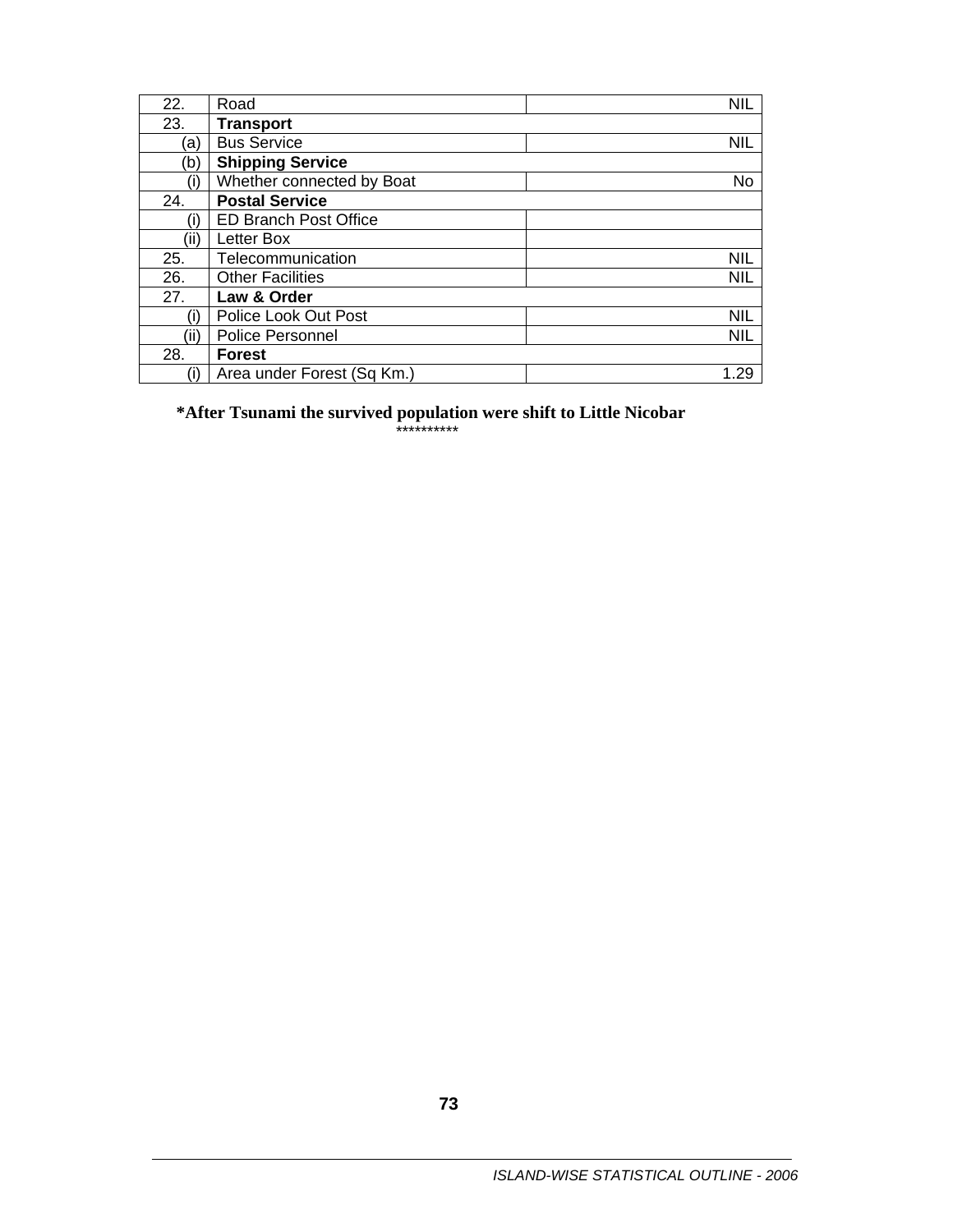| | | |
|---|---|---|
| 22. | Road | NIL |
| 23. | **Transport** | |
| (a) | Bus Service | NIL |
| (b) | **Shipping Service** | |
| (i) | Whether connected by Boat | No |
| 24. | **Postal Service** | |
| (i) | ED Branch Post Office | |
| (ii) | Letter Box | |
| 25. | Telecommunication | NIL |
| 26. | Other Facilities | NIL |
| 27. | **Law & Order** | |
| (i) | Police Look Out Post | NIL |
| (ii) | Police Personnel | NIL |
| 28. | **Forest** | |
| (i) | Area under Forest (Sq Km.) | 1.29 |

**\*After Tsunami the survived population were shift to Little Nicobar**

**********